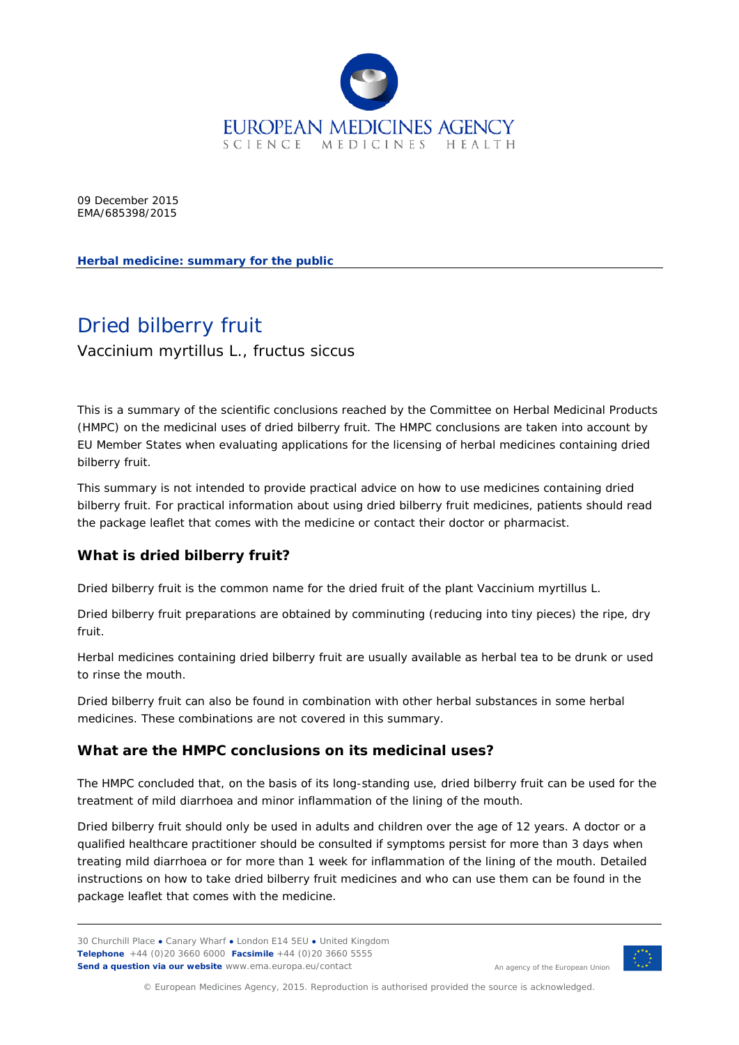09 December 2015
EMA/685398/2015

**Herbal medicine: summary for the public**

# Dried bilberry fruit

Vaccinium myrtillus L., fructus siccus

This is a summary of the scientific conclusions reached by the Committee on Herbal Medicinal Products (HMPC) on the medicinal uses of dried bilberry fruit. The HMPC conclusions are taken into account by EU Member States when evaluating applications for the licensing of herbal medicines containing dried bilberry fruit.

This summary is not intended to provide practical advice on how to use medicines containing dried bilberry fruit. For practical information about using dried bilberry fruit medicines, patients should read the package leaflet that comes with the medicine or contact their doctor or pharmacist.

## What is dried bilberry fruit?

Dried bilberry fruit is the common name for the dried fruit of the plant Vaccinium myrtillus L.

Dried bilberry fruit preparations are obtained by comminuting (reducing into tiny pieces) the ripe, dry fruit.

Herbal medicines containing dried bilberry fruit are usually available as herbal tea to be drunk or used to rinse the mouth.

Dried bilberry fruit can also be found in combination with other herbal substances in some herbal medicines. These combinations are not covered in this summary.

## What are the HMPC conclusions on its medicinal uses?

The HMPC concluded that, on the basis of its long-standing use, dried bilberry fruit can be used for the treatment of mild diarrhoea and minor inflammation of the lining of the mouth.

Dried bilberry fruit should only be used in adults and children over the age of 12 years. A doctor or a qualified healthcare practitioner should be consulted if symptoms persist for more than 3 days when treating mild diarrhoea or for more than 1 week for inflammation of the lining of the mouth. Detailed instructions on how to take dried bilberry fruit medicines and who can use them can be found in the package leaflet that comes with the medicine.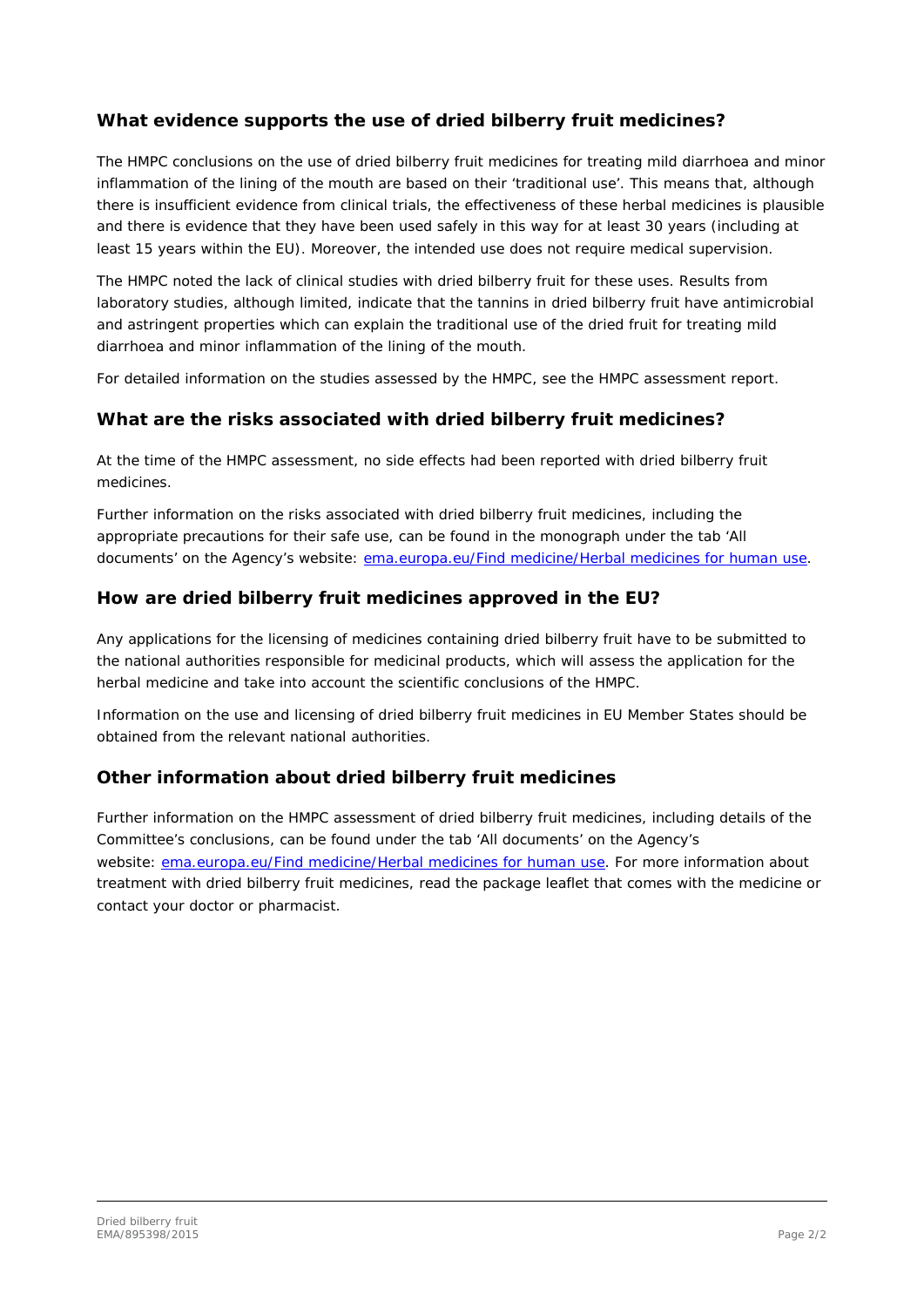## What evidence supports the use of dried bilberry fruit medicines?

The HMPC conclusions on the use of dried bilberry fruit medicines for treating mild diarrhoea and minor inflammation of the lining of the mouth are based on their 'traditional use'. This means that, although there is insufficient evidence from clinical trials, the effectiveness of these herbal medicines is plausible and there is evidence that they have been used safely in this way for at least 30 years (including at least 15 years within the EU). Moreover, the intended use does not require medical supervision.

The HMPC noted the lack of clinical studies with dried bilberry fruit for these uses. Results from laboratory studies, although limited, indicate that the tannins in dried bilberry fruit have antimicrobial and astringent properties which can explain the traditional use of the dried fruit for treating mild diarrhoea and minor inflammation of the lining of the mouth.

For detailed information on the studies assessed by the HMPC, see the HMPC assessment report.

## What are the risks associated with dried bilberry fruit medicines?

At the time of the HMPC assessment, no side effects had been reported with dried bilberry fruit medicines.

Further information on the risks associated with dried bilberry fruit medicines, including the appropriate precautions for their safe use, can be found in the monograph under the tab 'All documents' on the Agency's website: ema.europa.eu/Find medicine/Herbal medicines for human use.

## How are dried bilberry fruit medicines approved in the EU?

Any applications for the licensing of medicines containing dried bilberry fruit have to be submitted to the national authorities responsible for medicinal products, which will assess the application for the herbal medicine and take into account the scientific conclusions of the HMPC.

Information on the use and licensing of dried bilberry fruit medicines in EU Member States should be obtained from the relevant national authorities.

## Other information about dried bilberry fruit medicines

Further information on the HMPC assessment of dried bilberry fruit medicines, including details of the Committee's conclusions, can be found under the tab 'All documents' on the Agency's website: ema.europa.eu/Find medicine/Herbal medicines for human use. For more information about treatment with dried bilberry fruit medicines, read the package leaflet that comes with the medicine or contact your doctor or pharmacist.